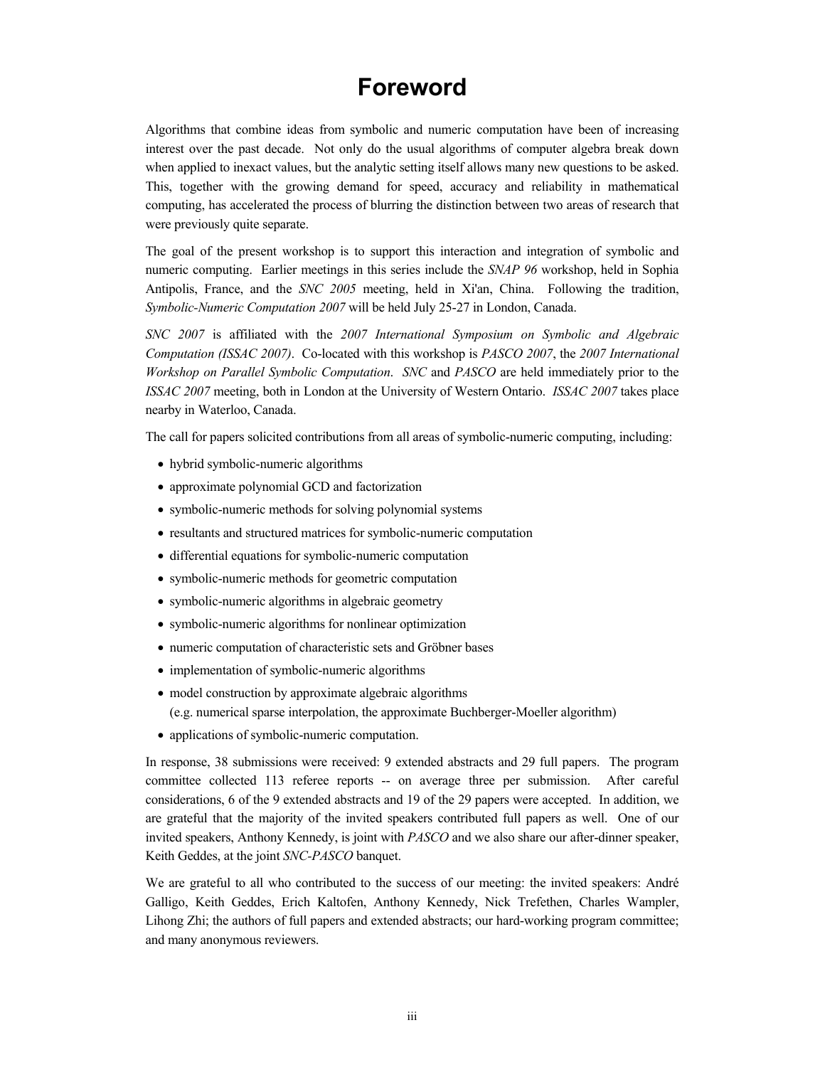# Foreword

Algorithms that combine ideas from symbolic and numeric computation have been of increasing interest over the past decade. Not only do the usual algorithms of computer algebra break down when applied to inexact values, but the analytic setting itself allows many new questions to be asked. This, together with the growing demand for speed, accuracy and reliability in mathematical computing, has accelerated the process of blurring the distinction between two areas of research that were previously quite separate.

The goal of the present workshop is to support this interaction and integration of symbolic and numeric computing. Earlier meetings in this series include the *SNAP 96* workshop, held in Sophia Antipolis, France, and the *SNC 2005* meeting, held in Xi'an, China. Following the tradition, *Symbolic-Numeric Computation 2007* will be held July 25-27 in London, Canada.

*SNC 2007* is affiliated with the *2007 International Symposium on Symbolic and Algebraic Computation (ISSAC 2007)*. Co-located with this workshop is *PASCO 2007*, the *2007 International Workshop on Parallel Symbolic Computation*. *SNC* and *PASCO* are held immediately prior to the *ISSAC 2007* meeting, both in London at the University of Western Ontario. *ISSAC 2007* takes place nearby in Waterloo, Canada.

The call for papers solicited contributions from all areas of symbolic-numeric computing, including:

- hybrid symbolic-numeric algorithms
- approximate polynomial GCD and factorization
- symbolic-numeric methods for solving polynomial systems
- resultants and structured matrices for symbolic-numeric computation
- differential equations for symbolic-numeric computation
- symbolic-numeric methods for geometric computation
- symbolic-numeric algorithms in algebraic geometry
- symbolic-numeric algorithms for nonlinear optimization
- numeric computation of characteristic sets and Gröbner bases
- implementation of symbolic-numeric algorithms
- model construction by approximate algebraic algorithms
  (e.g. numerical sparse interpolation, the approximate Buchberger-Moeller algorithm)
- applications of symbolic-numeric computation.

In response, 38 submissions were received: 9 extended abstracts and 29 full papers. The program committee collected 113 referee reports -- on average three per submission. After careful considerations, 6 of the 9 extended abstracts and 19 of the 29 papers were accepted. In addition, we are grateful that the majority of the invited speakers contributed full papers as well. One of our invited speakers, Anthony Kennedy, is joint with *PASCO* and we also share our after-dinner speaker, Keith Geddes, at the joint *SNC-PASCO* banquet.

We are grateful to all who contributed to the success of our meeting: the invited speakers: André Galligo, Keith Geddes, Erich Kaltofen, Anthony Kennedy, Nick Trefethen, Charles Wampler, Lihong Zhi; the authors of full papers and extended abstracts; our hard-working program committee; and many anonymous reviewers.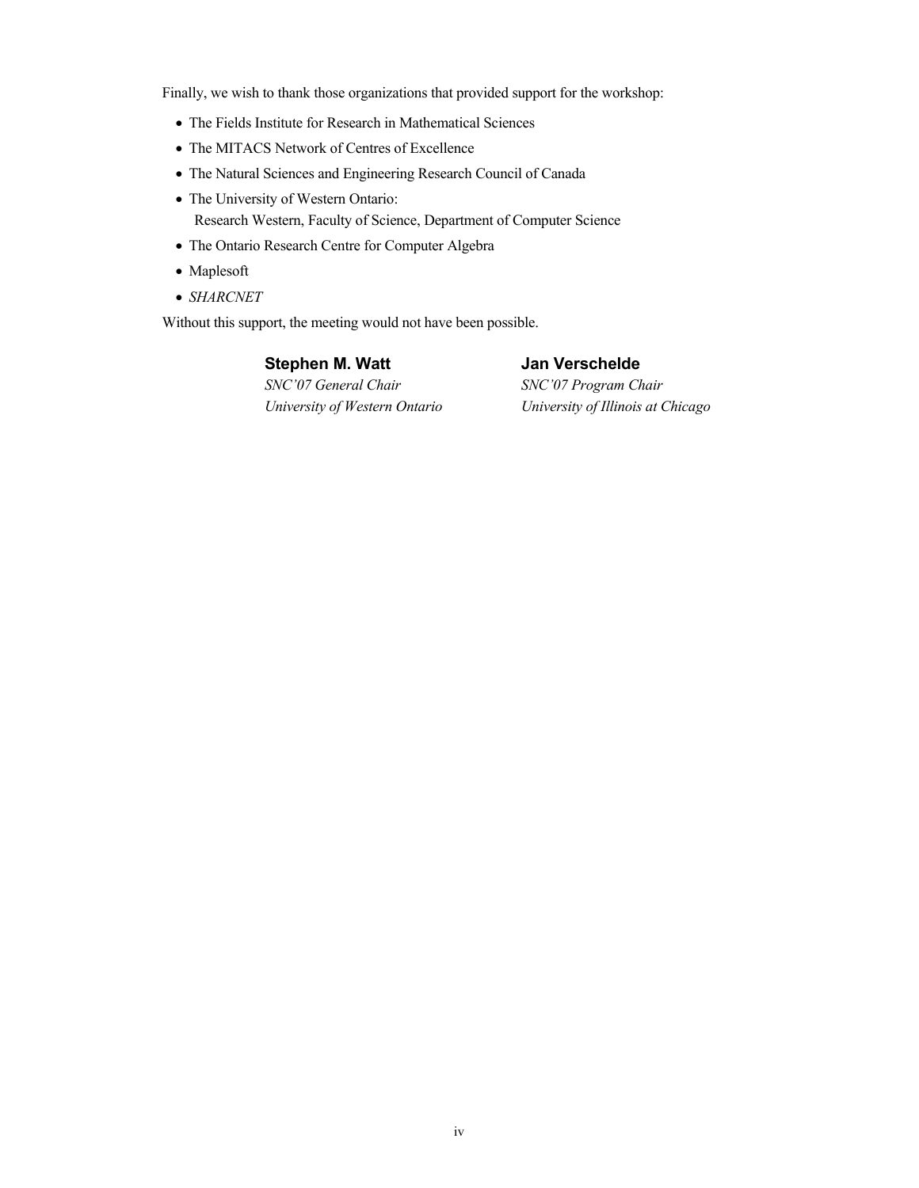Finally, we wish to thank those organizations that provided support for the workshop:

- The Fields Institute for Research in Mathematical Sciences
- The MITACS Network of Centres of Excellence
- The Natural Sciences and Engineering Research Council of Canada
- The University of Western Ontario:
  Research Western, Faculty of Science, Department of Computer Science
- The Ontario Research Centre for Computer Algebra
- Maplesoft
- *SHARCNET*

Without this support, the meeting would not have been possible.

**Stephen M. Watt**
*SNC'07 General Chair*
*University of Western Ontario*

**Jan Verschelde**
*SNC'07 Program Chair*
*University of Illinois at Chicago*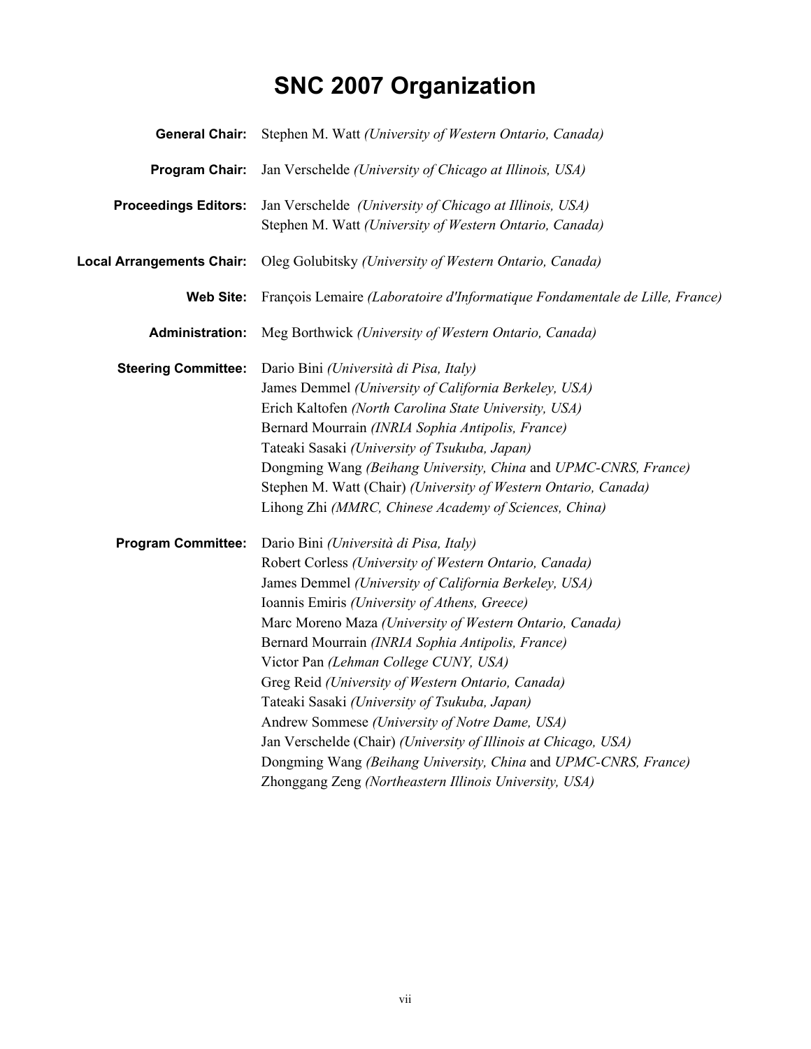# SNC 2007 Organization

**General Chair:** Stephen M. Watt *(University of Western Ontario, Canada)*

**Program Chair:** Jan Verschelde *(University of Chicago at Illinois, USA)*

**Proceedings Editors:** Jan Verschelde *(University of Chicago at Illinois, USA)*
Stephen M. Watt *(University of Western Ontario, Canada)*

**Local Arrangements Chair:** Oleg Golubitsky *(University of Western Ontario, Canada)*

**Web Site:** François Lemaire *(Laboratoire d'Informatique Fondamentale de Lille, France)*

**Administration:** Meg Borthwick *(University of Western Ontario, Canada)*

**Steering Committee:**
Dario Bini *(Università di Pisa, Italy)*
James Demmel *(University of California Berkeley, USA)*
Erich Kaltofen *(North Carolina State University, USA)*
Bernard Mourrain *(INRIA Sophia Antipolis, France)*
Tateaki Sasaki *(University of Tsukuba, Japan)*
Dongming Wang *(Beihang University, China* and *UPMC-CNRS, France)*
Stephen M. Watt (Chair) *(University of Western Ontario, Canada)*
Lihong Zhi *(MMRC, Chinese Academy of Sciences, China)*

**Program Committee:**
Dario Bini *(Università di Pisa, Italy)*
Robert Corless *(University of Western Ontario, Canada)*
James Demmel *(University of California Berkeley, USA)*
Ioannis Emiris *(University of Athens, Greece)*
Marc Moreno Maza *(University of Western Ontario, Canada)*
Bernard Mourrain *(INRIA Sophia Antipolis, France)*
Victor Pan *(Lehman College CUNY, USA)*
Greg Reid *(University of Western Ontario, Canada)*
Tateaki Sasaki *(University of Tsukuba, Japan)*
Andrew Sommese *(University of Notre Dame, USA)*
Jan Verschelde (Chair) *(University of Illinois at Chicago, USA)*
Dongming Wang *(Beihang University, China* and *UPMC-CNRS, France)*
Zhonggang Zeng *(Northeastern Illinois University, USA)*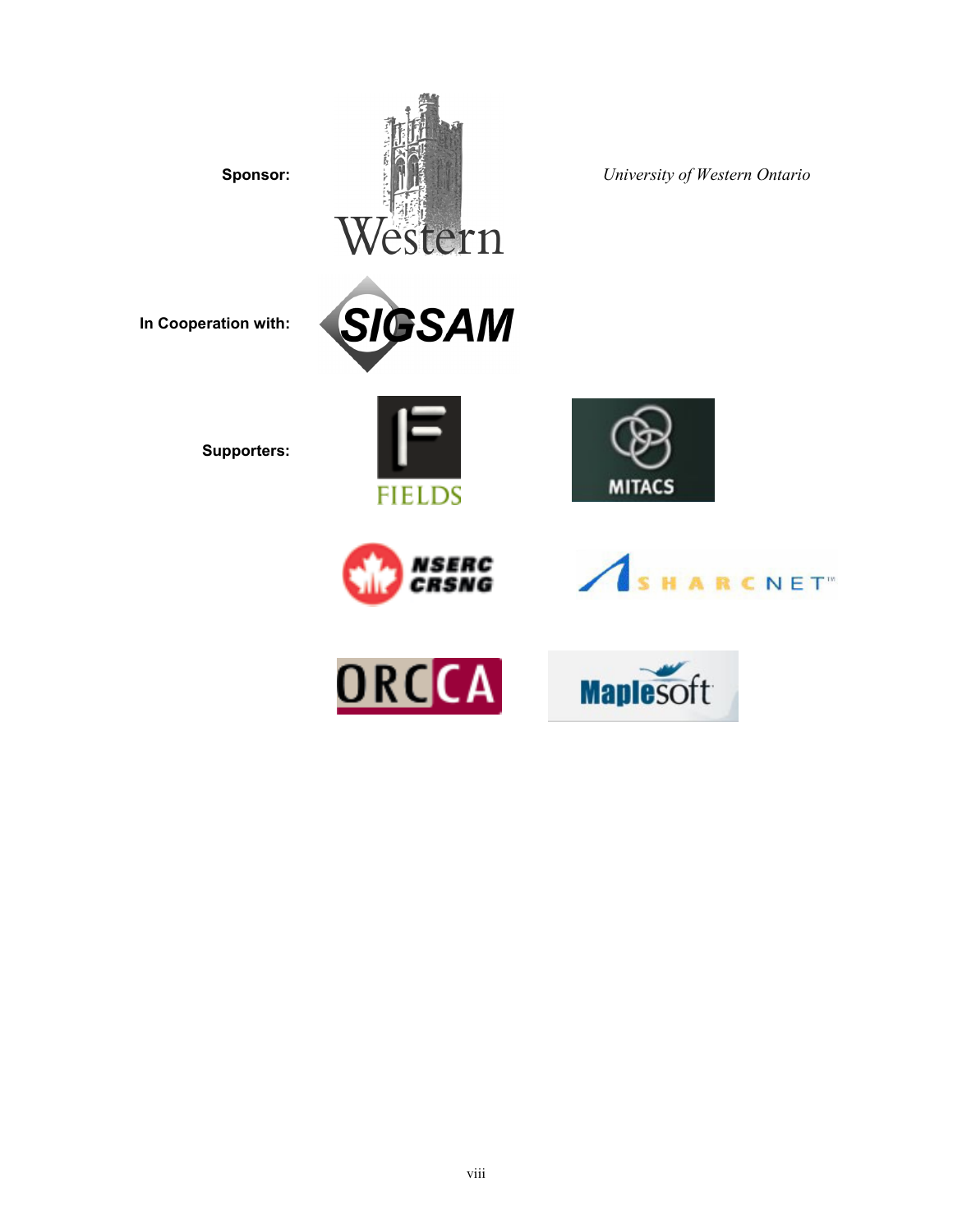**Sponsor:** *University of Western Ontario*

**In Cooperation with:**

**Supporters:**